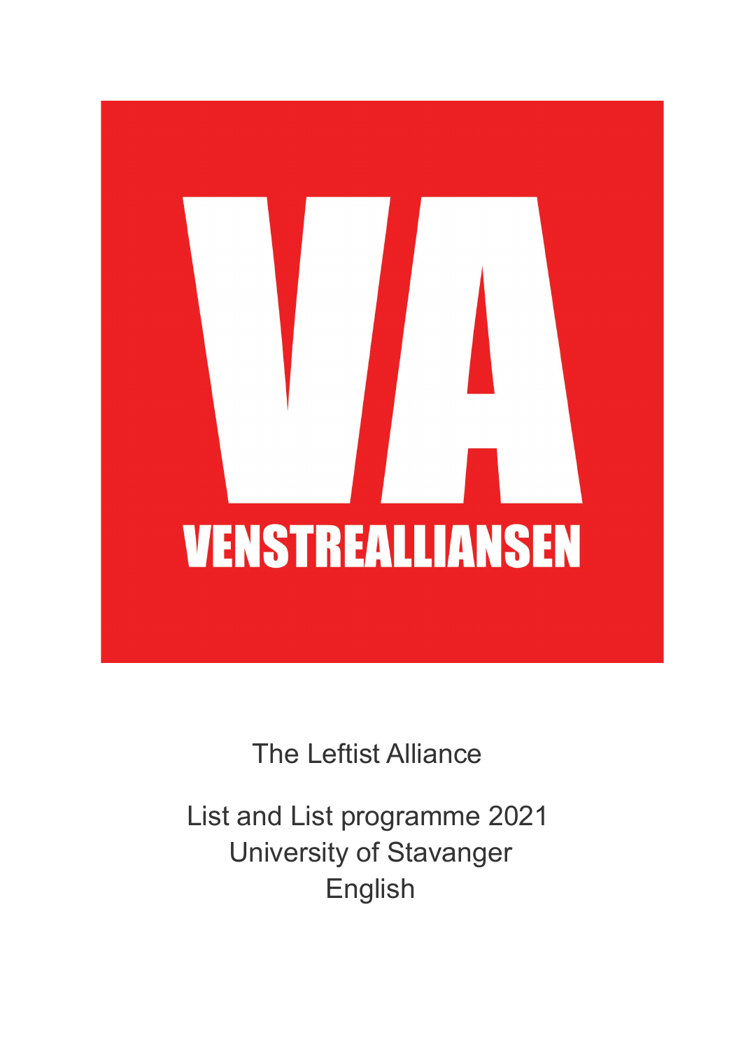# VA

## VENSTREALLIANSEN

The Leftist Alliance

List and List programme 2021
University of Stavanger
English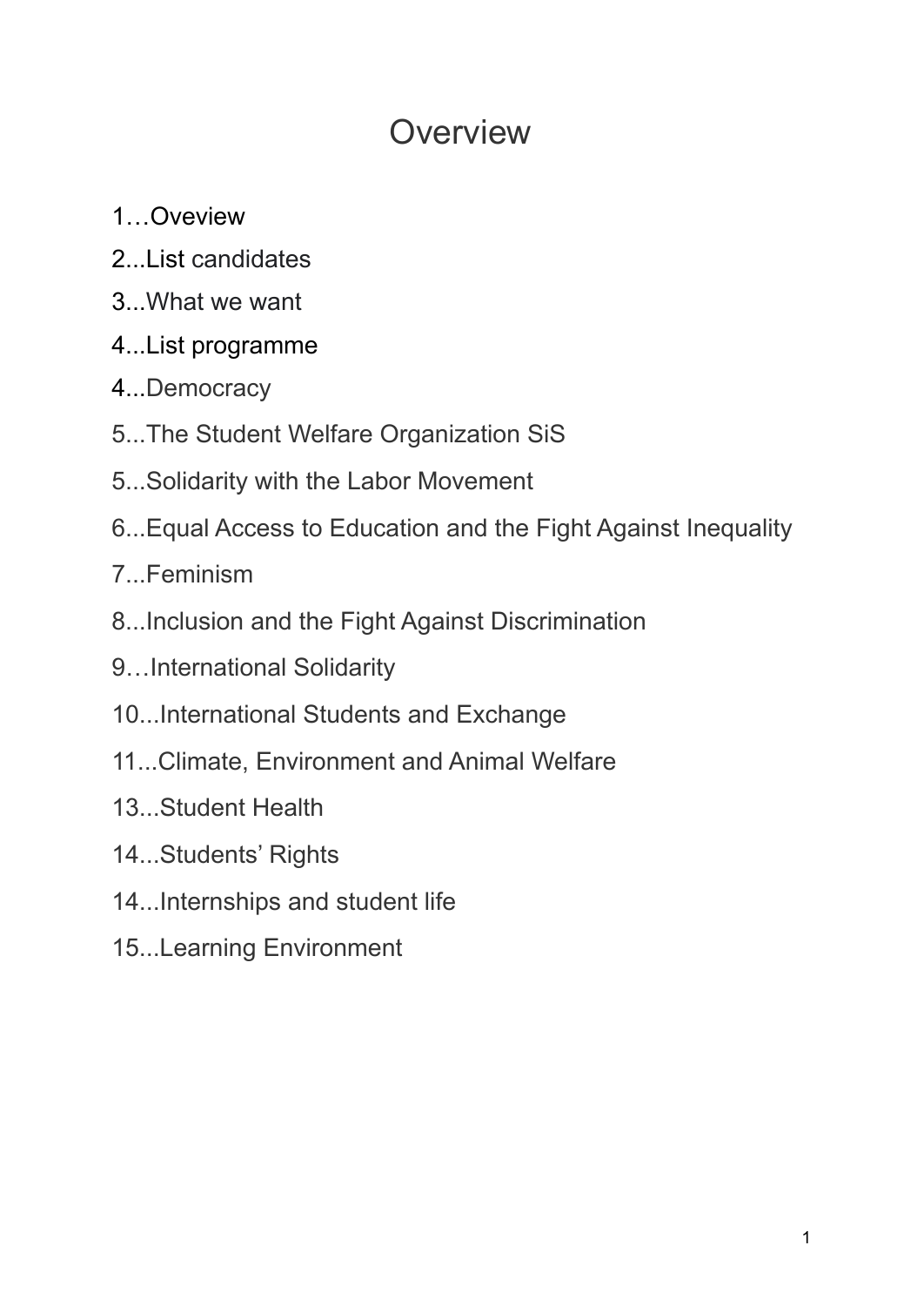# Overview

1…Oveview

2...List candidates

3...What we want

4...List programme

4...Democracy

5...The Student Welfare Organization SiS

5...Solidarity with the Labor Movement

6...Equal Access to Education and the Fight Against Inequality

7...Feminism

8...Inclusion and the Fight Against Discrimination

9…International Solidarity

10...International Students and Exchange

11...Climate, Environment and Animal Welfare

13...Student Health

14...Students' Rights

14...Internships and student life

15...Learning Environment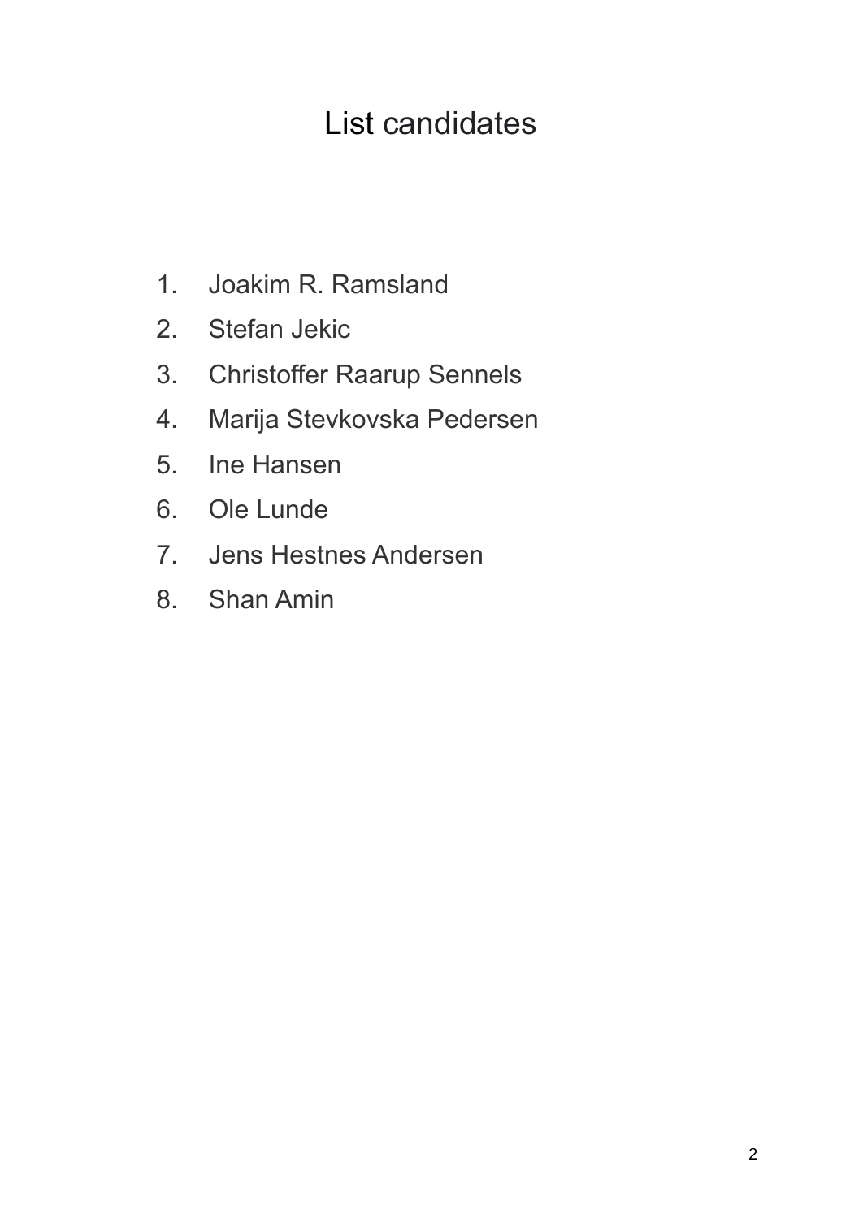# List candidates

1. Joakim R. Ramsland
2. Stefan Jekic
3. Christoffer Raarup Sennels
4. Marija Stevkovska Pedersen
5. Ine Hansen
6. Ole Lunde
7. Jens Hestnes Andersen
8. Shan Amin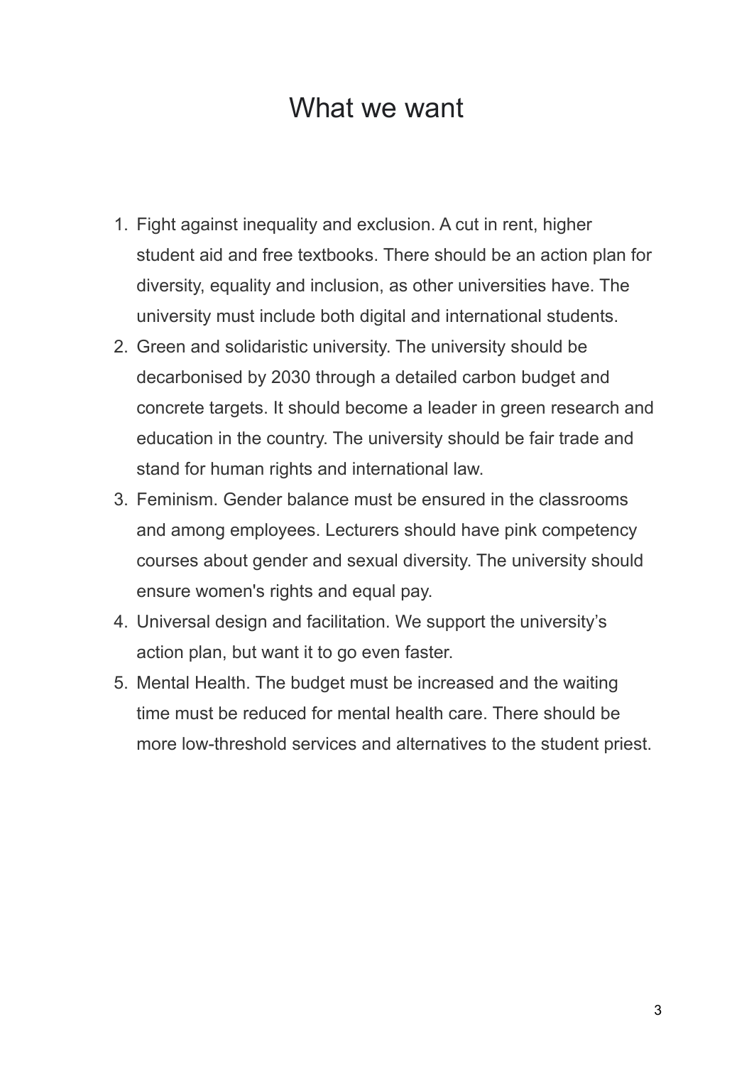# What we want

1. Fight against inequality and exclusion. A cut in rent, higher student aid and free textbooks. There should be an action plan for diversity, equality and inclusion, as other universities have. The university must include both digital and international students.
2. Green and solidaristic university. The university should be decarbonised by 2030 through a detailed carbon budget and concrete targets. It should become a leader in green research and education in the country. The university should be fair trade and stand for human rights and international law.
3. Feminism. Gender balance must be ensured in the classrooms and among employees. Lecturers should have pink competency courses about gender and sexual diversity. The university should ensure women's rights and equal pay.
4. Universal design and facilitation. We support the university's action plan, but want it to go even faster.
5. Mental Health. The budget must be increased and the waiting time must be reduced for mental health care. There should be more low-threshold services and alternatives to the student priest.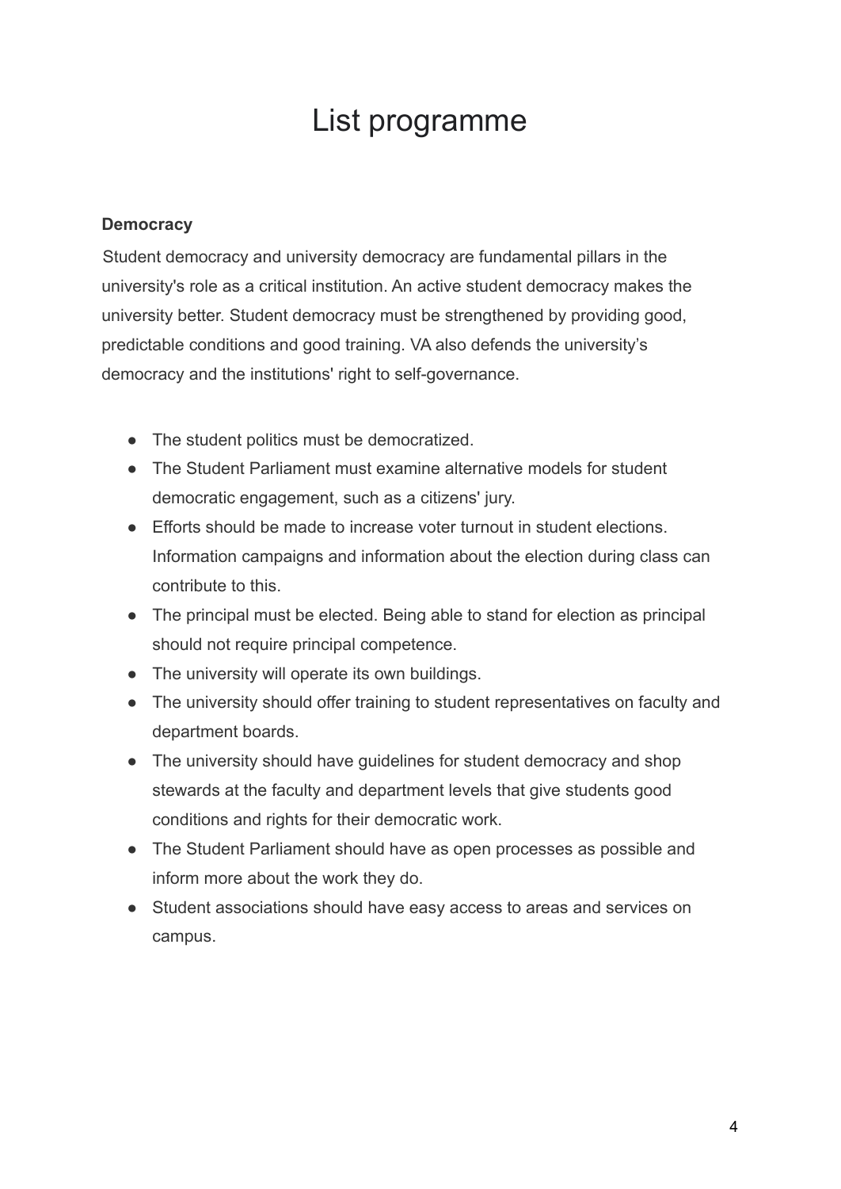# List programme

**Democracy**

Student democracy and university democracy are fundamental pillars in the university's role as a critical institution. An active student democracy makes the university better. Student democracy must be strengthened by providing good, predictable conditions and good training. VA also defends the university's democracy and the institutions' right to self-governance.

- The student politics must be democratized.
- The Student Parliament must examine alternative models for student democratic engagement, such as a citizens' jury.
- Efforts should be made to increase voter turnout in student elections. Information campaigns and information about the election during class can contribute to this.
- The principal must be elected. Being able to stand for election as principal should not require principal competence.
- The university will operate its own buildings.
- The university should offer training to student representatives on faculty and department boards.
- The university should have guidelines for student democracy and shop stewards at the faculty and department levels that give students good conditions and rights for their democratic work.
- The Student Parliament should have as open processes as possible and inform more about the work they do.
- Student associations should have easy access to areas and services on campus.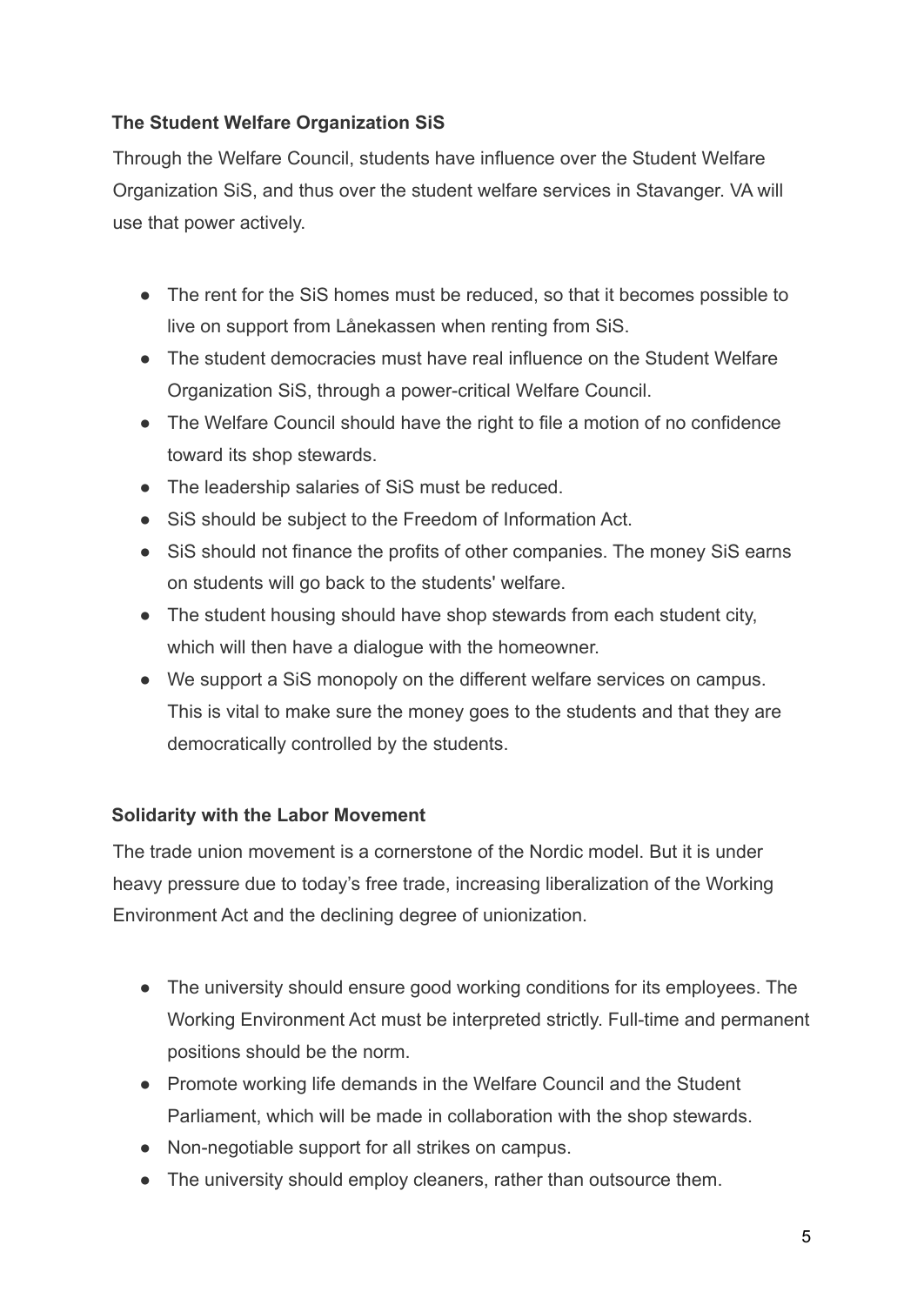### The Student Welfare Organization SiS

Through the Welfare Council, students have influence over the Student Welfare Organization SiS, and thus over the student welfare services in Stavanger. VA will use that power actively.

- The rent for the SiS homes must be reduced, so that it becomes possible to live on support from Lånekassen when renting from SiS.
- The student democracies must have real influence on the Student Welfare Organization SiS, through a power-critical Welfare Council.
- The Welfare Council should have the right to file a motion of no confidence toward its shop stewards.
- The leadership salaries of SiS must be reduced.
- SiS should be subject to the Freedom of Information Act.
- SiS should not finance the profits of other companies. The money SiS earns on students will go back to the students' welfare.
- The student housing should have shop stewards from each student city, which will then have a dialogue with the homeowner.
- We support a SiS monopoly on the different welfare services on campus. This is vital to make sure the money goes to the students and that they are democratically controlled by the students.

### Solidarity with the Labor Movement

The trade union movement is a cornerstone of the Nordic model. But it is under heavy pressure due to today's free trade, increasing liberalization of the Working Environment Act and the declining degree of unionization.

- The university should ensure good working conditions for its employees. The Working Environment Act must be interpreted strictly. Full-time and permanent positions should be the norm.
- Promote working life demands in the Welfare Council and the Student Parliament, which will be made in collaboration with the shop stewards.
- Non-negotiable support for all strikes on campus.
- The university should employ cleaners, rather than outsource them.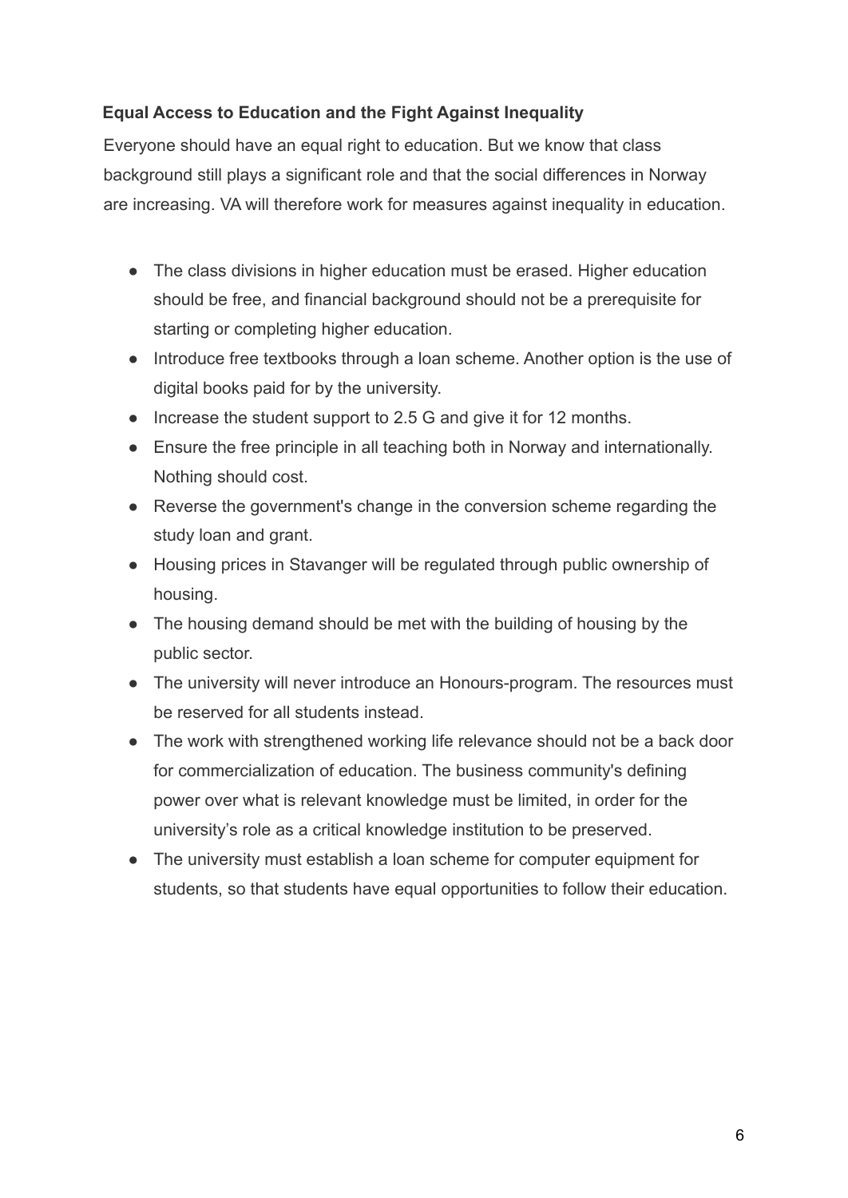### Equal Access to Education and the Fight Against Inequality

Everyone should have an equal right to education. But we know that class background still plays a significant role and that the social differences in Norway are increasing. VA will therefore work for measures against inequality in education.

- The class divisions in higher education must be erased. Higher education should be free, and financial background should not be a prerequisite for starting or completing higher education.
- Introduce free textbooks through a loan scheme. Another option is the use of digital books paid for by the university.
- Increase the student support to 2.5 G and give it for 12 months.
- Ensure the free principle in all teaching both in Norway and internationally. Nothing should cost.
- Reverse the government's change in the conversion scheme regarding the study loan and grant.
- Housing prices in Stavanger will be regulated through public ownership of housing.
- The housing demand should be met with the building of housing by the public sector.
- The university will never introduce an Honours-program. The resources must be reserved for all students instead.
- The work with strengthened working life relevance should not be a back door for commercialization of education. The business community's defining power over what is relevant knowledge must be limited, in order for the university's role as a critical knowledge institution to be preserved.
- The university must establish a loan scheme for computer equipment for students, so that students have equal opportunities to follow their education.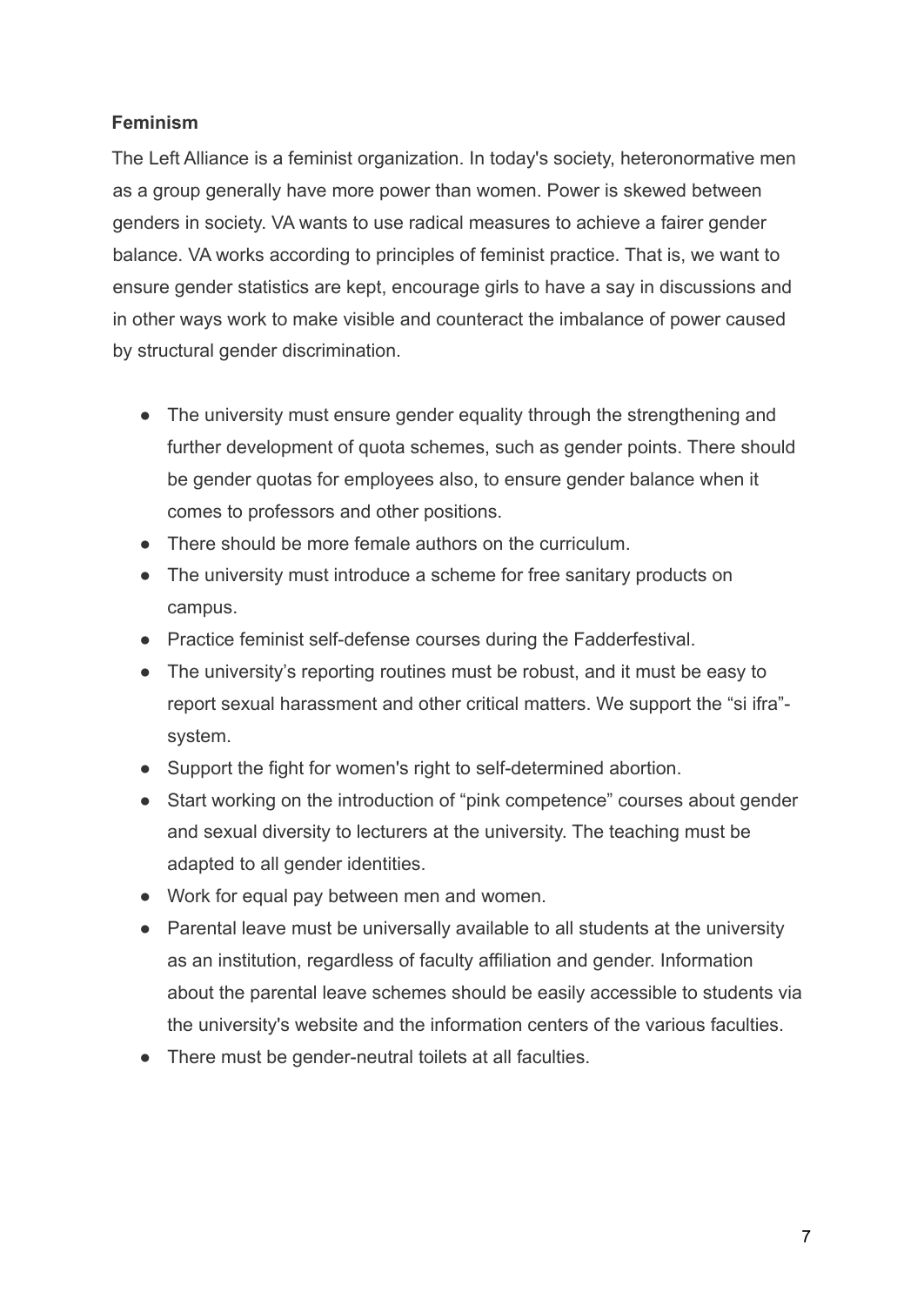**Feminism**

The Left Alliance is a feminist organization. In today's society, heteronormative men as a group generally have more power than women. Power is skewed between genders in society. VA wants to use radical measures to achieve a fairer gender balance. VA works according to principles of feminist practice. That is, we want to ensure gender statistics are kept, encourage girls to have a say in discussions and in other ways work to make visible and counteract the imbalance of power caused by structural gender discrimination.

- The university must ensure gender equality through the strengthening and further development of quota schemes, such as gender points. There should be gender quotas for employees also, to ensure gender balance when it comes to professors and other positions.
- There should be more female authors on the curriculum.
- The university must introduce a scheme for free sanitary products on campus.
- Practice feminist self-defense courses during the Fadderfestival.
- The university's reporting routines must be robust, and it must be easy to report sexual harassment and other critical matters. We support the "si ifra"-system.
- Support the fight for women's right to self-determined abortion.
- Start working on the introduction of "pink competence" courses about gender and sexual diversity to lecturers at the university. The teaching must be adapted to all gender identities.
- Work for equal pay between men and women.
- Parental leave must be universally available to all students at the university as an institution, regardless of faculty affiliation and gender. Information about the parental leave schemes should be easily accessible to students via the university's website and the information centers of the various faculties.
- There must be gender-neutral toilets at all faculties.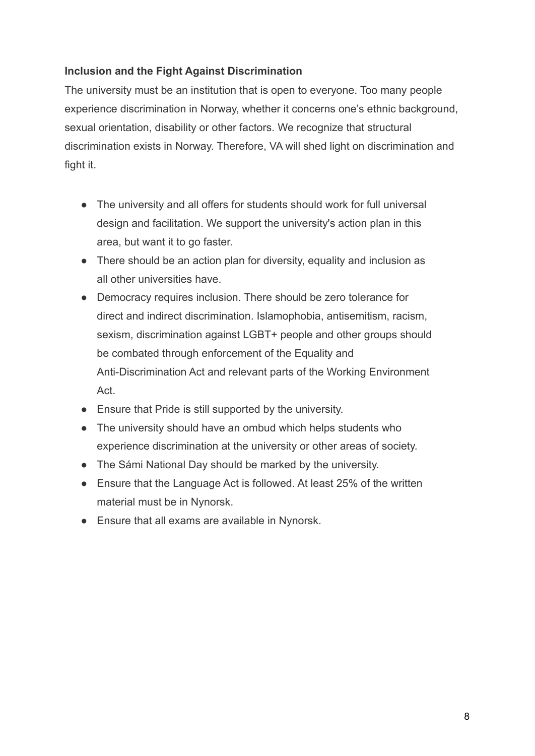**Inclusion and the Fight Against Discrimination**

The university must be an institution that is open to everyone. Too many people experience discrimination in Norway, whether it concerns one's ethnic background, sexual orientation, disability or other factors. We recognize that structural discrimination exists in Norway. Therefore, VA will shed light on discrimination and fight it.

- The university and all offers for students should work for full universal design and facilitation. We support the university's action plan in this area, but want it to go faster.
- There should be an action plan for diversity, equality and inclusion as all other universities have.
- Democracy requires inclusion. There should be zero tolerance for direct and indirect discrimination. Islamophobia, antisemitism, racism, sexism, discrimination against LGBT+ people and other groups should be combated through enforcement of the Equality and Anti-Discrimination Act and relevant parts of the Working Environment Act.
- Ensure that Pride is still supported by the university.
- The university should have an ombud which helps students who experience discrimination at the university or other areas of society.
- The Sámi National Day should be marked by the university.
- Ensure that the Language Act is followed. At least 25% of the written material must be in Nynorsk.
- Ensure that all exams are available in Nynorsk.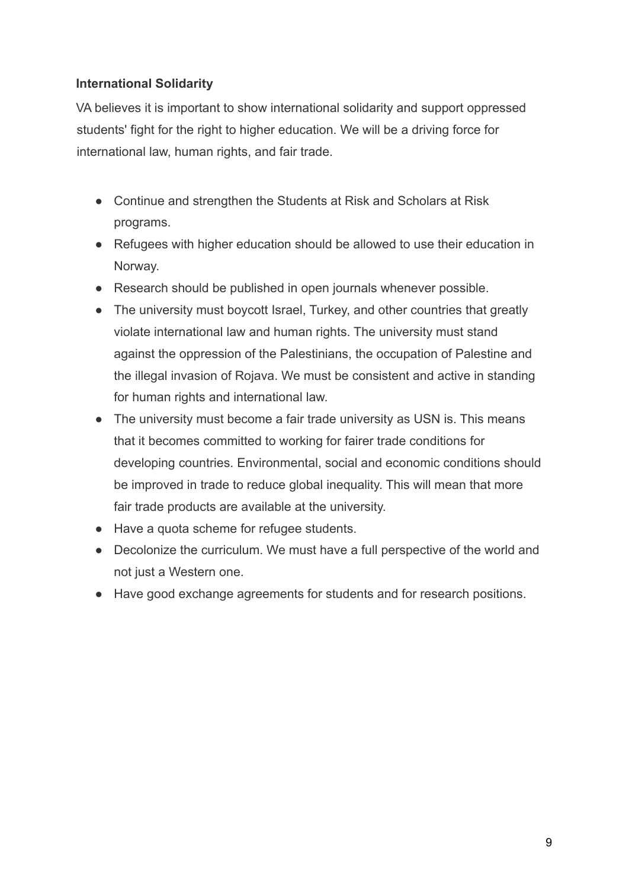**International Solidarity**

VA believes it is important to show international solidarity and support oppressed students' fight for the right to higher education. We will be a driving force for international law, human rights, and fair trade.

- Continue and strengthen the Students at Risk and Scholars at Risk programs.
- Refugees with higher education should be allowed to use their education in Norway.
- Research should be published in open journals whenever possible.
- The university must boycott Israel, Turkey, and other countries that greatly violate international law and human rights. The university must stand against the oppression of the Palestinians, the occupation of Palestine and the illegal invasion of Rojava. We must be consistent and active in standing for human rights and international law.
- The university must become a fair trade university as USN is. This means that it becomes committed to working for fairer trade conditions for developing countries. Environmental, social and economic conditions should be improved in trade to reduce global inequality. This will mean that more fair trade products are available at the university.
- Have a quota scheme for refugee students.
- Decolonize the curriculum. We must have a full perspective of the world and not just a Western one.
- Have good exchange agreements for students and for research positions.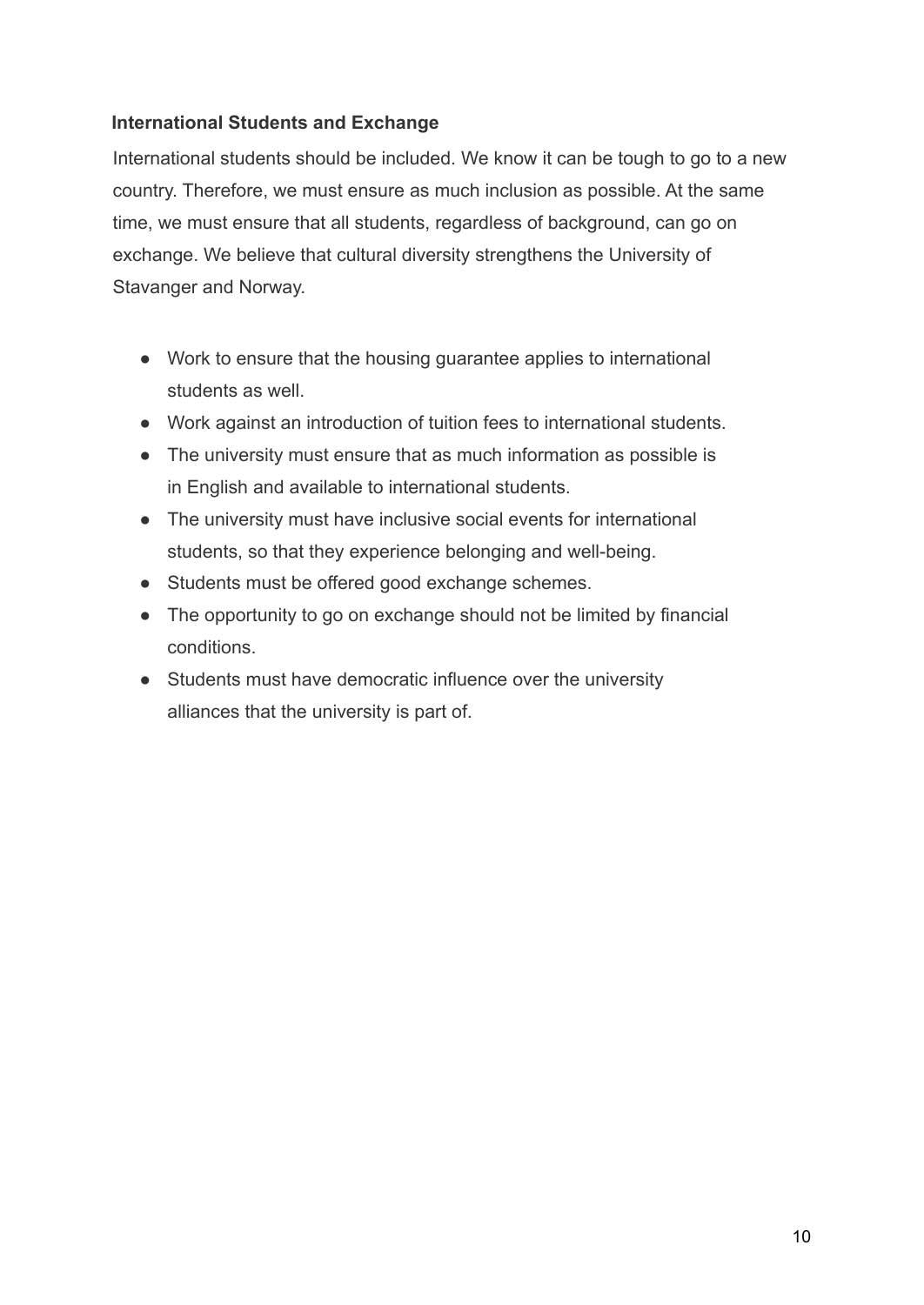## International Students and Exchange

International students should be included. We know it can be tough to go to a new country. Therefore, we must ensure as much inclusion as possible. At the same time, we must ensure that all students, regardless of background, can go on exchange. We believe that cultural diversity strengthens the University of Stavanger and Norway.

- Work to ensure that the housing guarantee applies to international students as well.
- Work against an introduction of tuition fees to international students.
- The university must ensure that as much information as possible is in English and available to international students.
- The university must have inclusive social events for international students, so that they experience belonging and well-being.
- Students must be offered good exchange schemes.
- The opportunity to go on exchange should not be limited by financial conditions.
- Students must have democratic influence over the university alliances that the university is part of.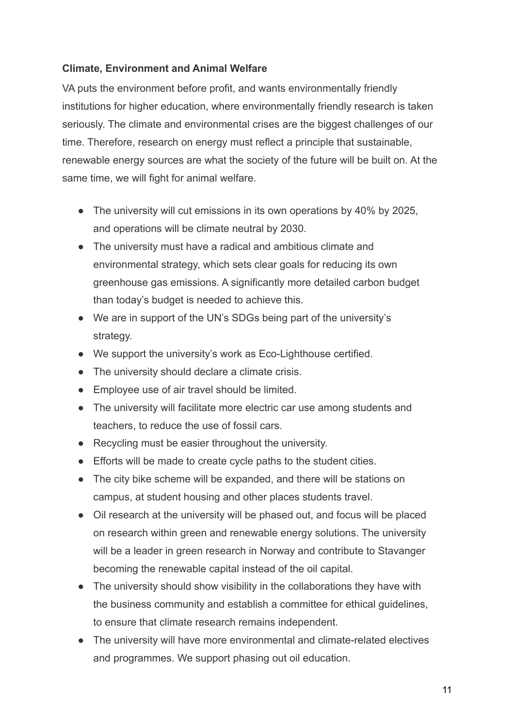**Climate, Environment and Animal Welfare**

VA puts the environment before profit, and wants environmentally friendly institutions for higher education, where environmentally friendly research is taken seriously. The climate and environmental crises are the biggest challenges of our time. Therefore, research on energy must reflect a principle that sustainable, renewable energy sources are what the society of the future will be built on. At the same time, we will fight for animal welfare.

- The university will cut emissions in its own operations by 40% by 2025, and operations will be climate neutral by 2030.
- The university must have a radical and ambitious climate and environmental strategy, which sets clear goals for reducing its own greenhouse gas emissions. A significantly more detailed carbon budget than today's budget is needed to achieve this.
- We are in support of the UN's SDGs being part of the university's strategy.
- We support the university's work as Eco-Lighthouse certified.
- The university should declare a climate crisis.
- Employee use of air travel should be limited.
- The university will facilitate more electric car use among students and teachers, to reduce the use of fossil cars.
- Recycling must be easier throughout the university.
- Efforts will be made to create cycle paths to the student cities.
- The city bike scheme will be expanded, and there will be stations on campus, at student housing and other places students travel.
- Oil research at the university will be phased out, and focus will be placed on research within green and renewable energy solutions. The university will be a leader in green research in Norway and contribute to Stavanger becoming the renewable capital instead of the oil capital.
- The university should show visibility in the collaborations they have with the business community and establish a committee for ethical guidelines, to ensure that climate research remains independent.
- The university will have more environmental and climate-related electives and programmes. We support phasing out oil education.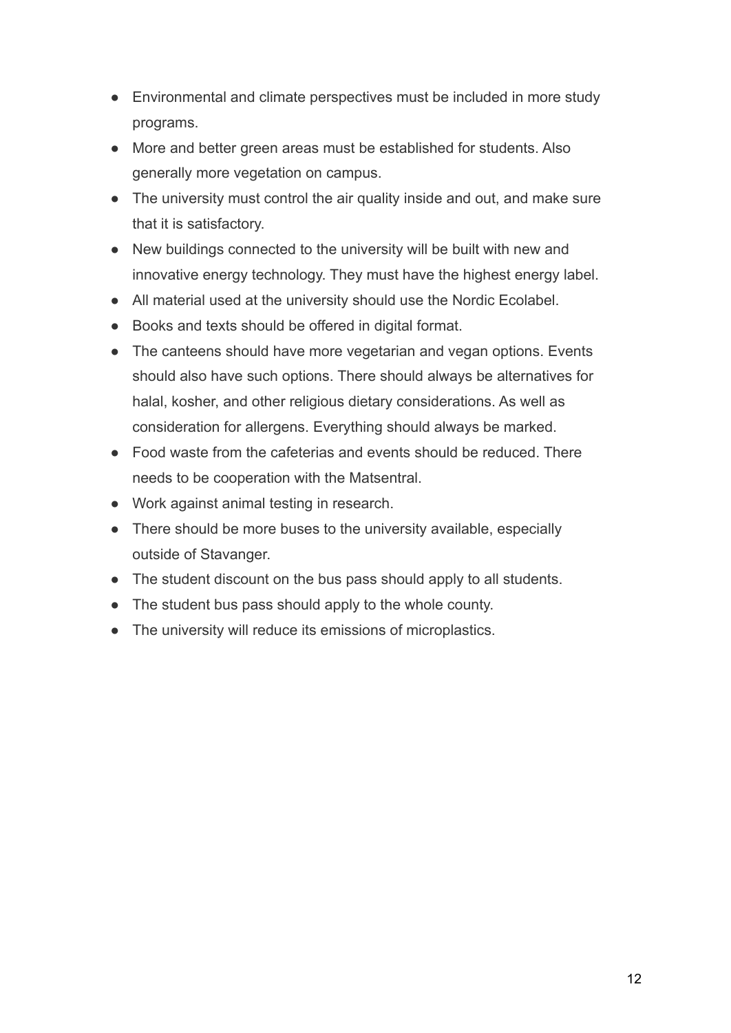- Environmental and climate perspectives must be included in more study programs.
- More and better green areas must be established for students. Also generally more vegetation on campus.
- The university must control the air quality inside and out, and make sure that it is satisfactory.
- New buildings connected to the university will be built with new and innovative energy technology. They must have the highest energy label.
- All material used at the university should use the Nordic Ecolabel.
- Books and texts should be offered in digital format.
- The canteens should have more vegetarian and vegan options. Events should also have such options. There should always be alternatives for halal, kosher, and other religious dietary considerations. As well as consideration for allergens. Everything should always be marked.
- Food waste from the cafeterias and events should be reduced. There needs to be cooperation with the Matsentral.
- Work against animal testing in research.
- There should be more buses to the university available, especially outside of Stavanger.
- The student discount on the bus pass should apply to all students.
- The student bus pass should apply to the whole county.
- The university will reduce its emissions of microplastics.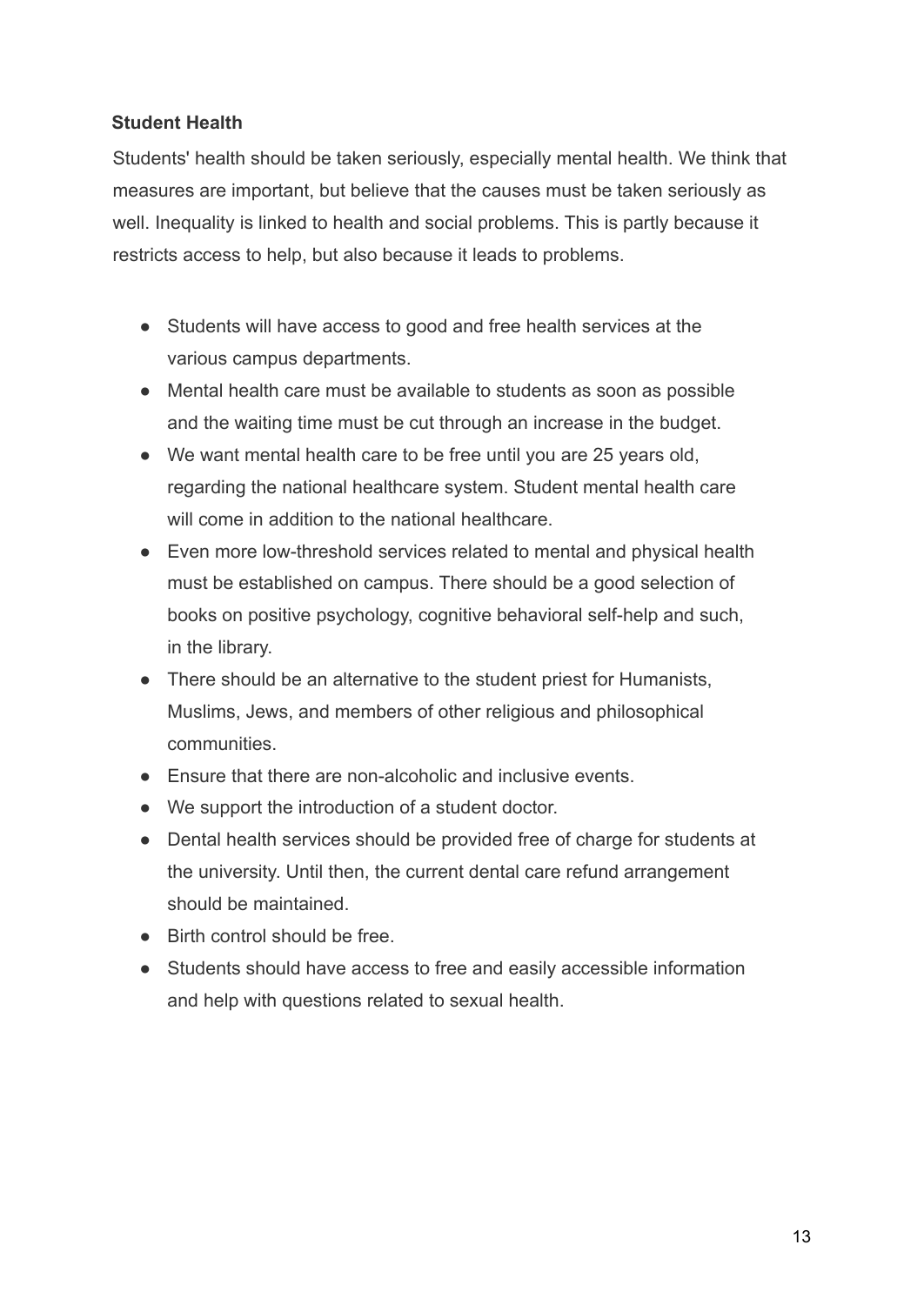### Student Health

Students' health should be taken seriously, especially mental health. We think that measures are important, but believe that the causes must be taken seriously as well. Inequality is linked to health and social problems. This is partly because it restricts access to help, but also because it leads to problems.

- Students will have access to good and free health services at the various campus departments.
- Mental health care must be available to students as soon as possible and the waiting time must be cut through an increase in the budget.
- We want mental health care to be free until you are 25 years old, regarding the national healthcare system. Student mental health care will come in addition to the national healthcare.
- Even more low-threshold services related to mental and physical health must be established on campus. There should be a good selection of books on positive psychology, cognitive behavioral self-help and such, in the library.
- There should be an alternative to the student priest for Humanists, Muslims, Jews, and members of other religious and philosophical communities.
- Ensure that there are non-alcoholic and inclusive events.
- We support the introduction of a student doctor.
- Dental health services should be provided free of charge for students at the university. Until then, the current dental care refund arrangement should be maintained.
- Birth control should be free.
- Students should have access to free and easily accessible information and help with questions related to sexual health.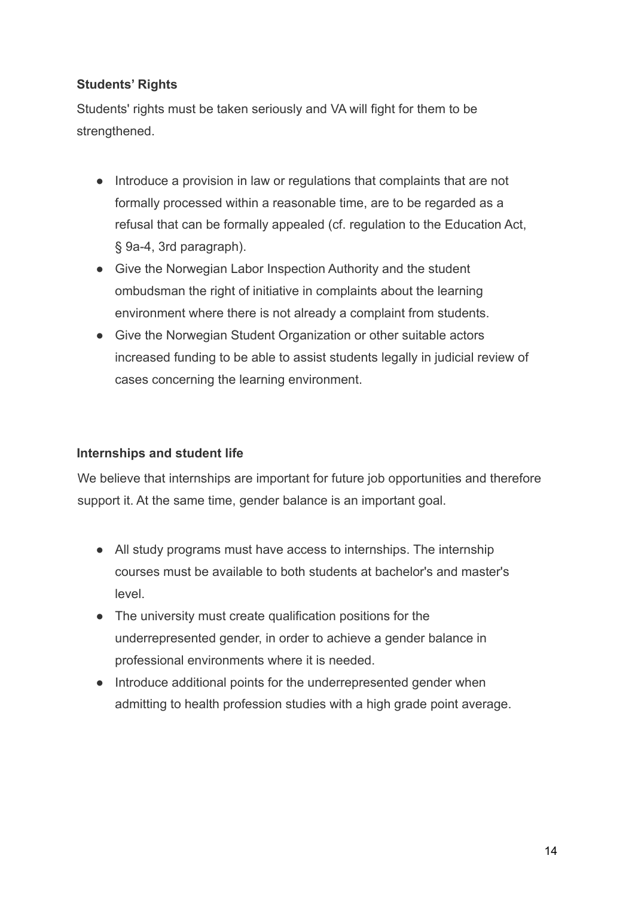### Students' Rights

Students' rights must be taken seriously and VA will fight for them to be strengthened.

- Introduce a provision in law or regulations that complaints that are not formally processed within a reasonable time, are to be regarded as a refusal that can be formally appealed (cf. regulation to the Education Act, § 9a-4, 3rd paragraph).
- Give the Norwegian Labor Inspection Authority and the student ombudsman the right of initiative in complaints about the learning environment where there is not already a complaint from students.
- Give the Norwegian Student Organization or other suitable actors increased funding to be able to assist students legally in judicial review of cases concerning the learning environment.

### Internships and student life

We believe that internships are important for future job opportunities and therefore support it. At the same time, gender balance is an important goal.

- All study programs must have access to internships. The internship courses must be available to both students at bachelor's and master's level.
- The university must create qualification positions for the underrepresented gender, in order to achieve a gender balance in professional environments where it is needed.
- Introduce additional points for the underrepresented gender when admitting to health profession studies with a high grade point average.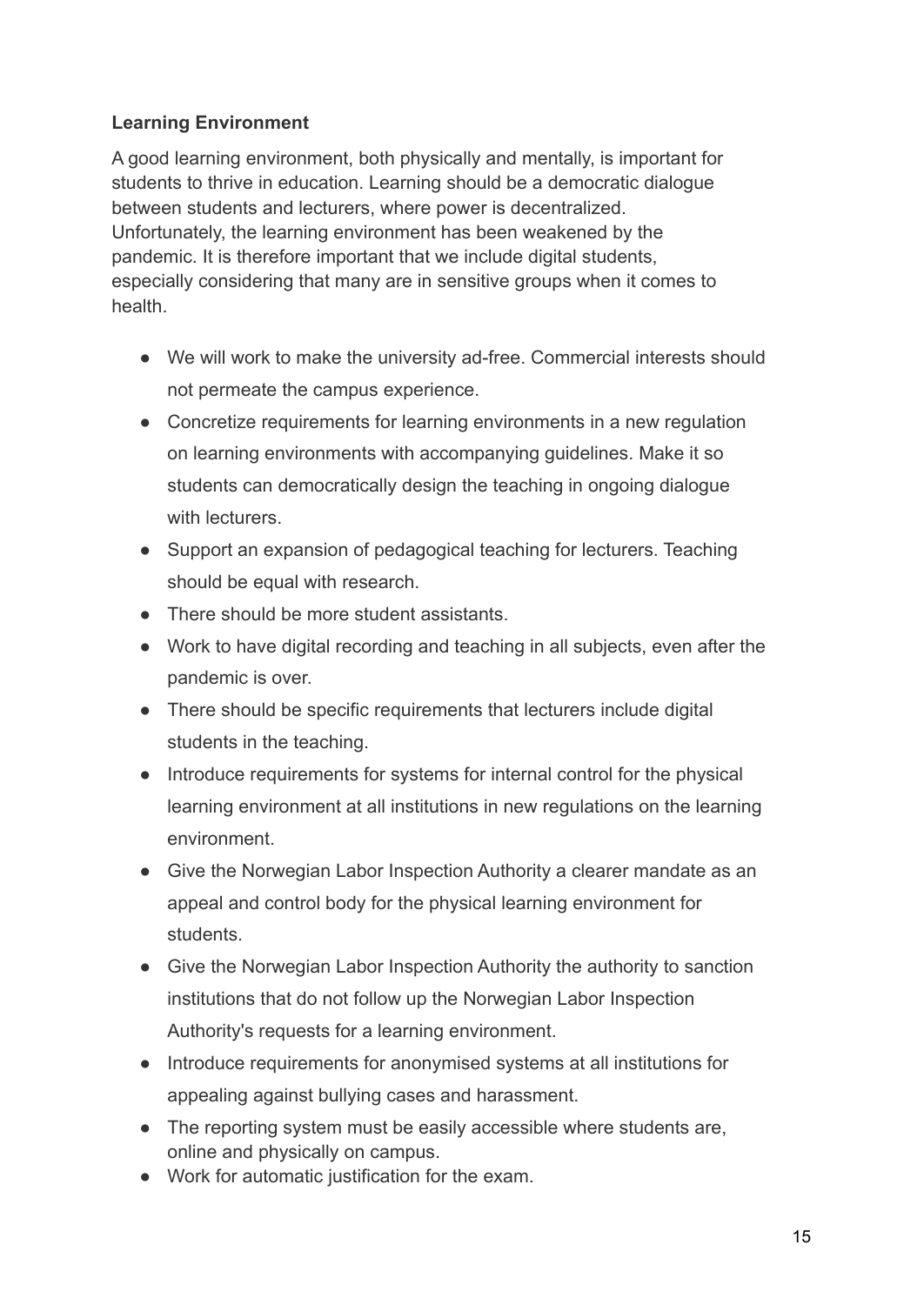**Learning Environment**

A good learning environment, both physically and mentally, is important for students to thrive in education. Learning should be a democratic dialogue between students and lecturers, where power is decentralized. Unfortunately, the learning environment has been weakened by the pandemic. It is therefore important that we include digital students, especially considering that many are in sensitive groups when it comes to health.

- We will work to make the university ad-free. Commercial interests should not permeate the campus experience.
- Concretize requirements for learning environments in a new regulation on learning environments with accompanying guidelines. Make it so students can democratically design the teaching in ongoing dialogue with lecturers.
- Support an expansion of pedagogical teaching for lecturers. Teaching should be equal with research.
- There should be more student assistants.
- Work to have digital recording and teaching in all subjects, even after the pandemic is over.
- There should be specific requirements that lecturers include digital students in the teaching.
- Introduce requirements for systems for internal control for the physical learning environment at all institutions in new regulations on the learning environment.
- Give the Norwegian Labor Inspection Authority a clearer mandate as an appeal and control body for the physical learning environment for students.
- Give the Norwegian Labor Inspection Authority the authority to sanction institutions that do not follow up the Norwegian Labor Inspection Authority's requests for a learning environment.
- Introduce requirements for anonymised systems at all institutions for appealing against bullying cases and harassment.
- The reporting system must be easily accessible where students are, online and physically on campus.
- Work for automatic justification for the exam.